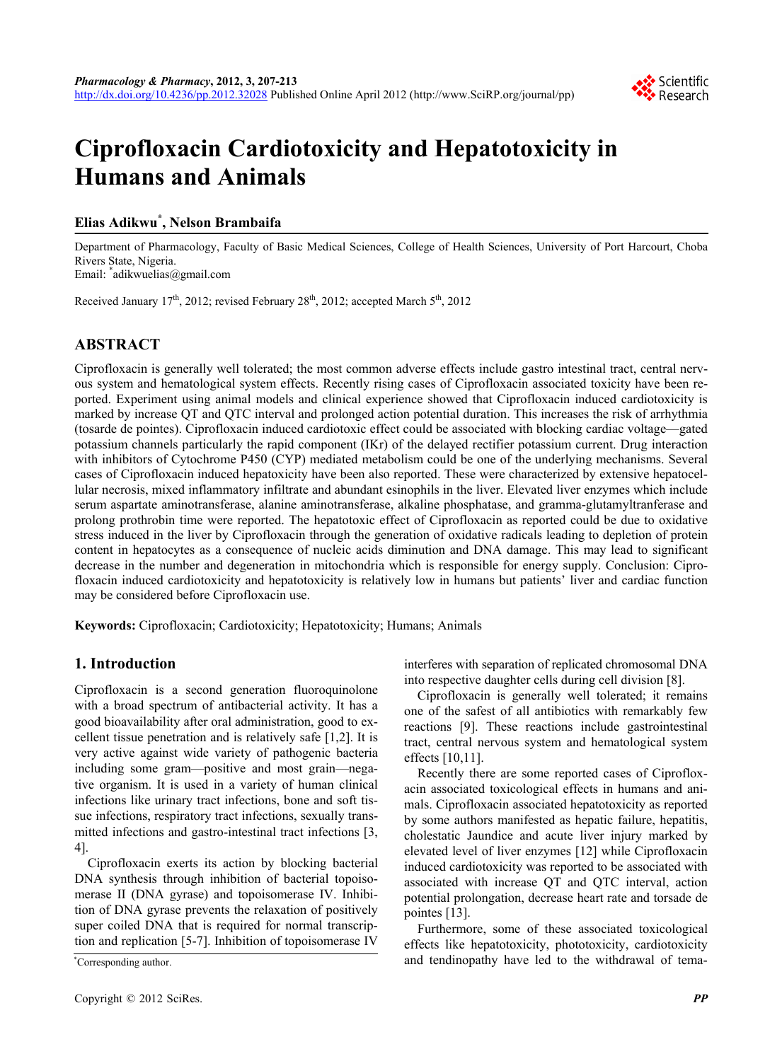# Ciprofloxacin Cardiotoxicity and Hepatotoxicity in Humans and Animals

**Elias Adikwu*, Nelson Brambaifa**

Department of Pharmacology, Faculty of Basic Medical Sciences, College of Health Sciences, University of Port Harcourt, Choba Rivers State, Nigeria.
Email: *adikwuelias@gmail.com

Received January 17th, 2012; revised February 28th, 2012; accepted March 5th, 2012

## ABSTRACT

Ciprofloxacin is generally well tolerated; the most common adverse effects include gastro intestinal tract, central nervous system and hematological system effects. Recently rising cases of Ciprofloxacin associated toxicity have been reported. Experiment using animal models and clinical experience showed that Ciprofloxacin induced cardiotoxicity is marked by increase QT and QTC interval and prolonged action potential duration. This increases the risk of arrhythmia (tosarde de pointes). Ciprofloxacin induced cardiotoxic effect could be associated with blocking cardiac voltage—gated potassium channels particularly the rapid component (IKr) of the delayed rectifier potassium current. Drug interaction with inhibitors of Cytochrome P450 (CYP) mediated metabolism could be one of the underlying mechanisms. Several cases of Ciprofloxacin induced hepatoxicity have been also reported. These were characterized by extensive hepatocellular necrosis, mixed inflammatory infiltrate and abundant esinophils in the liver. Elevated liver enzymes which include serum aspartate aminotransferase, alanine aminotransferase, alkaline phosphatase, and gamma-glutamyltranferase and prolong prothrobin time were reported. The hepatotoxic effect of Ciprofloxacin as reported could be due to oxidative stress induced in the liver by Ciprofloxacin through the generation of oxidative radicals leading to depletion of protein content in hepatocytes as a consequence of nucleic acids diminution and DNA damage. This may lead to significant decrease in the number and degeneration in mitochondria which is responsible for energy supply. Conclusion: Ciprofloxacin induced cardiotoxicity and hepatotoxicity is relatively low in humans but patients' liver and cardiac function may be considered before Ciprofloxacin use.

**Keywords:** Ciprofloxacin; Cardiotoxicity; Hepatotoxicity; Humans; Animals

## 1. Introduction

Ciprofloxacin is a second generation fluoroquinolone with a broad spectrum of antibacterial activity. It has a good bioavailability after oral administration, good to excellent tissue penetration and is relatively safe [1,2]. It is very active against wide variety of pathogenic bacteria including some gram—positive and most grain—negative organism. It is used in a variety of human clinical infections like urinary tract infections, bone and soft tissue infections, respiratory tract infections, sexually transmitted infections and gastro-intestinal tract infections [3, 4].

Ciprofloxacin exerts its action by blocking bacterial DNA synthesis through inhibition of bacterial topoisomerase II (DNA gyrase) and topoisomerase IV. Inhibition of DNA gyrase prevents the relaxation of positively super coiled DNA that is required for normal transcription and replication [5-7]. Inhibition of topoisomerase IV interferes with separation of replicated chromosomal DNA into respective daughter cells during cell division [8].

Ciprofloxacin is generally well tolerated; it remains one of the safest of all antibiotics with remarkably few reactions [9]. These reactions include gastrointestinal tract, central nervous system and hematological system effects [10,11].

Recently there are some reported cases of Ciprofloxacin associated toxicological effects in humans and animals. Ciprofloxacin associated hepatotoxicity as reported by some authors manifested as hepatic failure, hepatitis, cholestatic Jaundice and acute liver injury marked by elevated level of liver enzymes [12] while Ciprofloxacin induced cardiotoxicity was reported to be associated with associated with increase QT and QTC interval, action potential prolongation, decrease heart rate and torsade de pointes [13].

Furthermore, some of these associated toxicological effects like hepatotoxicity, phototoxicity, cardiotoxicity and tendinopathy have led to the withdrawal of tema-

*Corresponding author.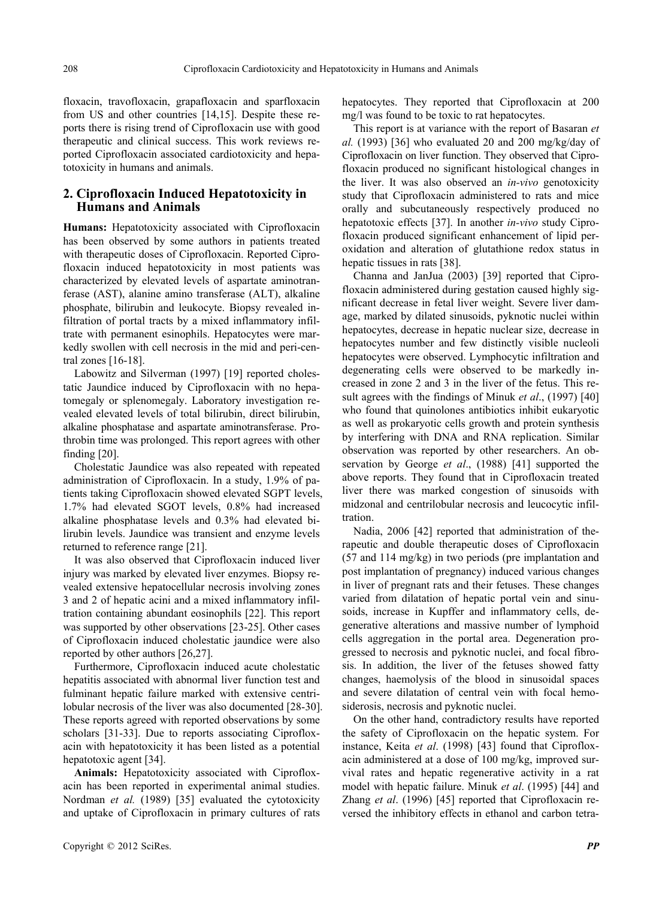floxacin, travofloxacin, grapafloxacin and sparfloxacin from US and other countries [14,15]. Despite these reports there is rising trend of Ciprofloxacin use with good therapeutic and clinical success. This work reviews reported Ciprofloxacin associated cardiotoxicity and hepatotoxicity in humans and animals.

## 2. Ciprofloxacin Induced Hepatotoxicity in Humans and Animals

**Humans:** Hepatotoxicity associated with Ciprofloxacin has been observed by some authors in patients treated with therapeutic doses of Ciprofloxacin. Reported Ciprofloxacin induced hepatotoxicity in most patients was characterized by elevated levels of aspartate aminotranferase (AST), alanine amino transferase (ALT), alkaline phosphate, bilirubin and leukocyte. Biopsy revealed infiltration of portal tracts by a mixed inflammatory infiltrate with permanent esinophils. Hepatocytes were markedly swollen with cell necrosis in the mid and peri-central zones [16-18].

Labowitz and Silverman (1997) [19] reported cholestatic Jaundice induced by Ciprofloxacin with no hepatomegaly or splenomegaly. Laboratory investigation revealed elevated levels of total bilirubin, direct bilirubin, alkaline phosphatase and aspartate aminotransferase. Prothrobin time was prolonged. This report agrees with other finding [20].

Cholestatic Jaundice was also repeated with repeated administration of Ciprofloxacin. In a study, 1.9% of patients taking Ciprofloxacin showed elevated SGPT levels, 1.7% had elevated SGOT levels, 0.8% had increased alkaline phosphatase levels and 0.3% had elevated bilirubin levels. Jaundice was transient and enzyme levels returned to reference range [21].

It was also observed that Ciprofloxacin induced liver injury was marked by elevated liver enzymes. Biopsy revealed extensive hepatocellular necrosis involving zones 3 and 2 of hepatic acini and a mixed inflammatory infiltration containing abundant eosinophils [22]. This report was supported by other observations [23-25]. Other cases of Ciprofloxacin induced cholestatic jaundice were also reported by other authors [26,27].

Furthermore, Ciprofloxacin induced acute cholestatic hepatitis associated with abnormal liver function test and fulminant hepatic failure marked with extensive centrilobular necrosis of the liver was also documented [28-30]. These reports agreed with reported observations by some scholars [31-33]. Due to reports associating Ciprofloxacin with hepatotoxicity it has been listed as a potential hepatotoxic agent [34].

**Animals:** Hepatotoxicity associated with Ciprofloxacin has been reported in experimental animal studies. Nordman *et al.* (1989) [35] evaluated the cytotoxicity and uptake of Ciprofloxacin in primary cultures of rats hepatocytes. They reported that Ciprofloxacin at 200 mg/l was found to be toxic to rat hepatocytes.

This report is at variance with the report of Basaran *et al.* (1993) [36] who evaluated 20 and 200 mg/kg/day of Ciprofloxacin on liver function. They observed that Ciprofloxacin produced no significant histological changes in the liver. It was also observed an *in-vivo* genotoxicity study that Ciprofloxacin administered to rats and mice orally and subcutaneously respectively produced no hepatotoxic effects [37]. In another *in-vivo* study Ciprofloxacin produced significant enhancement of lipid peroxidation and alteration of glutathione redox status in hepatic tissues in rats [38].

Channa and JanJua (2003) [39] reported that Ciprofloxacin administered during gestation caused highly significant decrease in fetal liver weight. Severe liver damage, marked by dilated sinusoids, pyknotic nuclei within hepatocytes, decrease in hepatic nuclear size, decrease in hepatocytes number and few distinctly visible nucleoli hepatocytes were observed. Lymphocytic infiltration and degenerating cells were observed to be markedly increased in zone 2 and 3 in the liver of the fetus. This result agrees with the findings of Minuk *et al*., (1997) [40] who found that quinolones antibiotics inhibit eukaryotic as well as prokaryotic cells growth and protein synthesis by interfering with DNA and RNA replication. Similar observation was reported by other researchers. An observation by George *et al*., (1988) [41] supported the above reports. They found that in Ciprofloxacin treated liver there was marked congestion of sinusoids with midzonal and centrilobular necrosis and leucocytic infiltration.

Nadia, 2006 [42] reported that administration of therapeutic and double therapeutic doses of Ciprofloxacin (57 and 114 mg/kg) in two periods (pre implantation and post implantation of pregnancy) induced various changes in liver of pregnant rats and their fetuses. These changes varied from dilatation of hepatic portal vein and sinusoids, increase in Kupffer and inflammatory cells, degenerative alterations and massive number of lymphoid cells aggregation in the portal area. Degeneration progressed to necrosis and pyknotic nuclei, and focal fibrosis. In addition, the liver of the fetuses showed fatty changes, haemolysis of the blood in sinusoidal spaces and severe dilatation of central vein with focal hemosiderosis, necrosis and pyknotic nuclei.

On the other hand, contradictory results have reported the safety of Ciprofloxacin on the hepatic system. For instance, Keita *et al*. (1998) [43] found that Ciprofloxacin administered at a dose of 100 mg/kg, improved survival rates and hepatic regenerative activity in a rat model with hepatic failure. Minuk *et al*. (1995) [44] and Zhang *et al*. (1996) [45] reported that Ciprofloxacin reversed the inhibitory effects in ethanol and carbon tetra-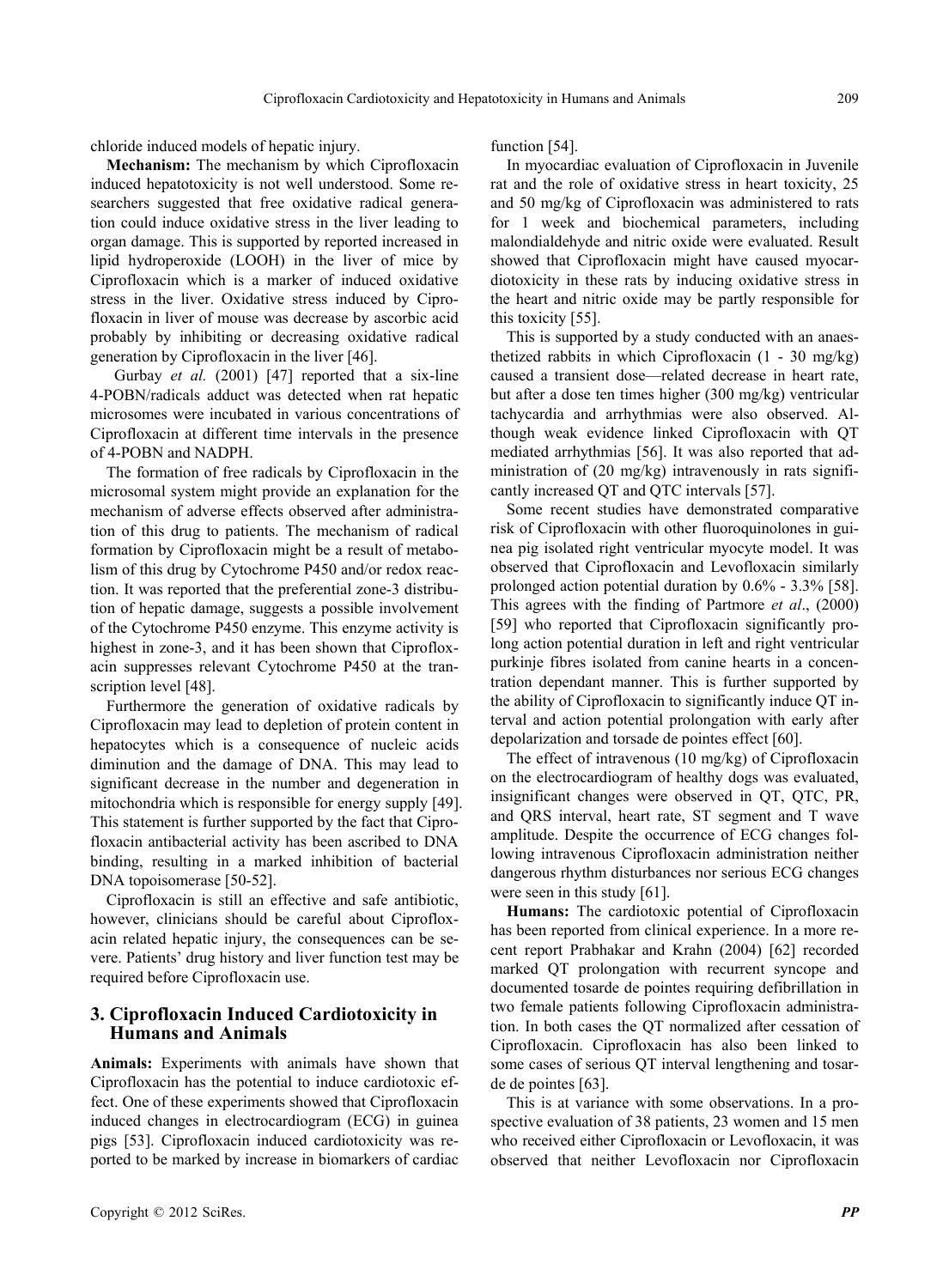chloride induced models of hepatic injury.

**Mechanism:** The mechanism by which Ciprofloxacin induced hepatotoxicity is not well understood. Some researchers suggested that free oxidative radical generation could induce oxidative stress in the liver leading to organ damage. This is supported by reported increased in lipid hydroperoxide (LOOH) in the liver of mice by Ciprofloxacin which is a marker of induced oxidative stress in the liver. Oxidative stress induced by Ciprofloxacin in liver of mouse was decrease by ascorbic acid probably by inhibiting or decreasing oxidative radical generation by Ciprofloxacin in the liver [46].

Gurbay *et al.* (2001) [47] reported that a six-line 4-POBN/radicals adduct was detected when rat hepatic microsomes were incubated in various concentrations of Ciprofloxacin at different time intervals in the presence of 4-POBN and NADPH.

The formation of free radicals by Ciprofloxacin in the microsomal system might provide an explanation for the mechanism of adverse effects observed after administration of this drug to patients. The mechanism of radical formation by Ciprofloxacin might be a result of metabolism of this drug by Cytochrome P450 and/or redox reaction. It was reported that the preferential zone-3 distribution of hepatic damage, suggests a possible involvement of the Cytochrome P450 enzyme. This enzyme activity is highest in zone-3, and it has been shown that Ciprofloxacin suppresses relevant Cytochrome P450 at the transcription level [48].

Furthermore the generation of oxidative radicals by Ciprofloxacin may lead to depletion of protein content in hepatocytes which is a consequence of nucleic acids diminution and the damage of DNA. This may lead to significant decrease in the number and degeneration in mitochondria which is responsible for energy supply [49]. This statement is further supported by the fact that Ciprofloxacin antibacterial activity has been ascribed to DNA binding, resulting in a marked inhibition of bacterial DNA topoisomerase [50-52].

Ciprofloxacin is still an effective and safe antibiotic, however, clinicians should be careful about Ciprofloxacin related hepatic injury, the consequences can be severe. Patients' drug history and liver function test may be required before Ciprofloxacin use.

## 3. Ciprofloxacin Induced Cardiotoxicity in Humans and Animals

**Animals:** Experiments with animals have shown that Ciprofloxacin has the potential to induce cardiotoxic effect. One of these experiments showed that Ciprofloxacin induced changes in electrocardiogram (ECG) in guinea pigs [53]. Ciprofloxacin induced cardiotoxicity was reported to be marked by increase in biomarkers of cardiac function [54].

In myocardiac evaluation of Ciprofloxacin in Juvenile rat and the role of oxidative stress in heart toxicity, 25 and 50 mg/kg of Ciprofloxacin was administered to rats for 1 week and biochemical parameters, including malondialdehyde and nitric oxide were evaluated. Result showed that Ciprofloxacin might have caused myocardiotoxicity in these rats by inducing oxidative stress in the heart and nitric oxide may be partly responsible for this toxicity [55].

This is supported by a study conducted with an anaesthetized rabbits in which Ciprofloxacin (1 - 30 mg/kg) caused a transient dose—related decrease in heart rate, but after a dose ten times higher (300 mg/kg) ventricular tachycardia and arrhythmias were also observed. Although weak evidence linked Ciprofloxacin with QT mediated arrhythmias [56]. It was also reported that administration of (20 mg/kg) intravenously in rats significantly increased QT and QTC intervals [57].

Some recent studies have demonstrated comparative risk of Ciprofloxacin with other fluoroquinolones in guinea pig isolated right ventricular myocyte model. It was observed that Ciprofloxacin and Levofloxacin similarly prolonged action potential duration by 0.6% - 3.3% [58]. This agrees with the finding of Partmore *et al*., (2000) [59] who reported that Ciprofloxacin significantly prolong action potential duration in left and right ventricular purkinje fibres isolated from canine hearts in a concentration dependant manner. This is further supported by the ability of Ciprofloxacin to significantly induce QT interval and action potential prolongation with early after depolarization and torsade de pointes effect [60].

The effect of intravenous (10 mg/kg) of Ciprofloxacin on the electrocardiogram of healthy dogs was evaluated, insignificant changes were observed in QT, QTC, PR, and QRS interval, heart rate, ST segment and T wave amplitude. Despite the occurrence of ECG changes following intravenous Ciprofloxacin administration neither dangerous rhythm disturbances nor serious ECG changes were seen in this study [61].

**Humans:** The cardiotoxic potential of Ciprofloxacin has been reported from clinical experience. In a more recent report Prabhakar and Krahn (2004) [62] recorded marked QT prolongation with recurrent syncope and documented tosarde de pointes requiring defibrillation in two female patients following Ciprofloxacin administration. In both cases the QT normalized after cessation of Ciprofloxacin. Ciprofloxacin has also been linked to some cases of serious QT interval lengthening and tosarde de pointes [63].

This is at variance with some observations. In a prospective evaluation of 38 patients, 23 women and 15 men who received either Ciprofloxacin or Levofloxacin, it was observed that neither Levofloxacin nor Ciprofloxacin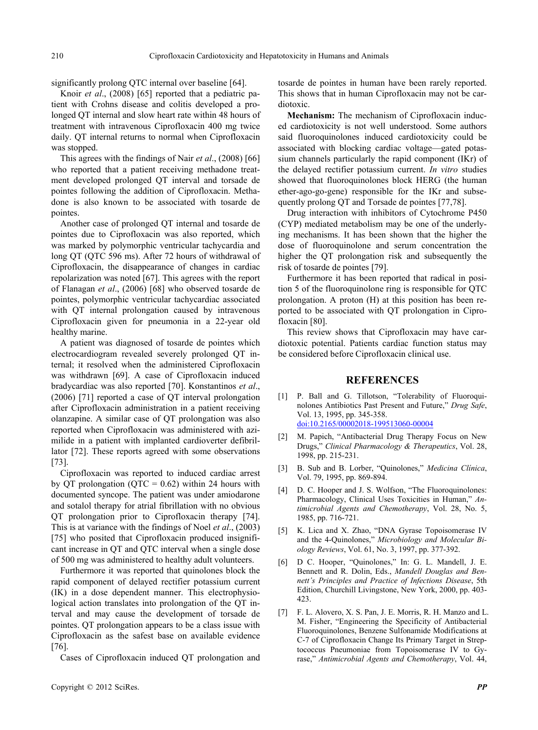significantly prolong QTC internal over baseline [64].

Knoir *et al*., (2008) [65] reported that a pediatric patient with Crohns disease and colitis developed a prolonged QT internal and slow heart rate within 48 hours of treatment with intravenous Ciprofloxacin 400 mg twice daily. QT internal returns to normal when Ciprofloxacin was stopped.

This agrees with the findings of Nair *et al*., (2008) [66] who reported that a patient receiving methadone treatment developed prolonged QT interval and torsade de pointes following the addition of Ciprofloxacin. Methadone is also known to be associated with tosarde de pointes.

Another case of prolonged QT internal and tosarde de pointes due to Ciprofloxacin was also reported, which was marked by polymorphic ventricular tachycardia and long QT (QTC 596 ms). After 72 hours of withdrawal of Ciprofloxacin, the disappearance of changes in cardiac repolarization was noted [67]. This agrees with the report of Flanagan *et al*., (2006) [68] who observed tosarde de pointes, polymorphic ventricular tachycardiac associated with QT internal prolongation caused by intravenous Ciprofloxacin given for pneumonia in a 22-year old healthy marine.

A patient was diagnosed of tosarde de pointes which electrocardiogram revealed severely prolonged QT internal; it resolved when the administered Ciprofloxacin was withdrawn [69]. A case of Ciprofloxacin induced bradycardiac was also reported [70]. Konstantinos *et al*., (2006) [71] reported a case of QT interval prolongation after Ciprofloxacin administration in a patient receiving olanzapine. A similar case of QT prolongation was also reported when Ciprofloxacin was administered with azimilide in a patient with implanted cardioverter defibrillator [72]. These reports agreed with some observations [73].

Ciprofloxacin was reported to induced cardiac arrest by QT prolongation (QTC = 0.62) within 24 hours with documented syncope. The patient was under amiodarone and sotalol therapy for atrial fibrillation with no obvious QT prolongation prior to Ciprofloxacin therapy [74]. This is at variance with the findings of Noel *et al*., (2003) [75] who posited that Ciprofloxacin produced insignificant increase in QT and QTC interval when a single dose of 500 mg was administered to healthy adult volunteers.

Furthermore it was reported that quinolones block the rapid component of delayed rectifier potassium current (IK) in a dose dependent manner. This electrophysiological action translates into prolongation of the QT interval and may cause the development of torsade de pointes. QT prolongation appears to be a class issue with Ciprofloxacin as the safest base on available evidence [76].

Cases of Ciprofloxacin induced QT prolongation and tosarde de pointes in human have been rarely reported. This shows that in human Ciprofloxacin may not be cardiotoxic.

**Mechanism:** The mechanism of Ciprofloxacin induced cardiotoxicity is not well understood. Some authors said fluoroquinolones induced cardiotoxicity could be associated with blocking cardiac voltage—gated potassium channels particularly the rapid component (IKr) of the delayed rectifier potassium current. *In vitro* studies showed that fluoroquinolones block HERG (the human ether-ago-go-gene) responsible for the IKr and subsequently prolong QT and Torsade de pointes [77,78].

Drug interaction with inhibitors of Cytochrome P450 (CYP) mediated metabolism may be one of the underlying mechanisms. It has been shown that the higher the dose of fluoroquinolone and serum concentration the higher the QT prolongation risk and subsequently the risk of tosarde de pointes [79].

Furthermore it has been reported that radical in position 5 of the fluoroquinolone ring is responsible for QTC prolongation. A proton (H) at this position has been reported to be associated with QT prolongation in Ciprofloxacin [80].

This review shows that Ciprofloxacin may have cardiotoxic potential. Patients cardiac function status may be considered before Ciprofloxacin clinical use.

## REFERENCES

[1] P. Ball and G. Tillotson, "Tolerability of Fluoroquinolones Antibiotics Past Present and Future," *Drug Safe*, Vol. 13, 1995, pp. 345-358. doi:10.2165/00002018-199513060-00004

[2] M. Papich, "Antibacterial Drug Therapy Focus on New Drugs," *Clinical Pharmacology & Therapeutics*, Vol. 28, 1998, pp. 215-231.

[3] B. Sub and B. Lorber, "Quinolones," *Medicina Clínica*, Vol. 79, 1995, pp. 869-894.

[4] D. C. Hooper and J. S. Wolfson, "The Fluoroquinolones: Pharmacology, Clinical Uses Toxicities in Human," *Antimicrobial Agents and Chemotherapy*, Vol. 28, No. 5, 1985, pp. 716-721.

[5] K. Lica and X. Zhao, "DNA Gyrase Topoisomerase IV and the 4-Quinolones," *Microbiology and Molecular Biology Reviews*, Vol. 61, No. 3, 1997, pp. 377-392.

[6] D C. Hooper, "Quinolones," In: G. L. Mandell, J. E. Bennett and R. Dolin, Eds., *Mandell Douglas and Bennett's Principles and Practice of Infections Disease*, 5th Edition, Churchill Livingstone, New York, 2000, pp. 403-423.

[7] F. L. Alovero, X. S. Pan, J. E. Morris, R. H. Manzo and L. M. Fisher, "Engineering the Specificity of Antibacterial Fluoroquinolones, Benzene Sulfonamide Modifications at C-7 of Ciprofloxacin Change Its Primary Target in Streptococcus Pneumoniae from Topoisomerase IV to Gyrase," *Antimicrobial Agents and Chemotherapy*, Vol. 44,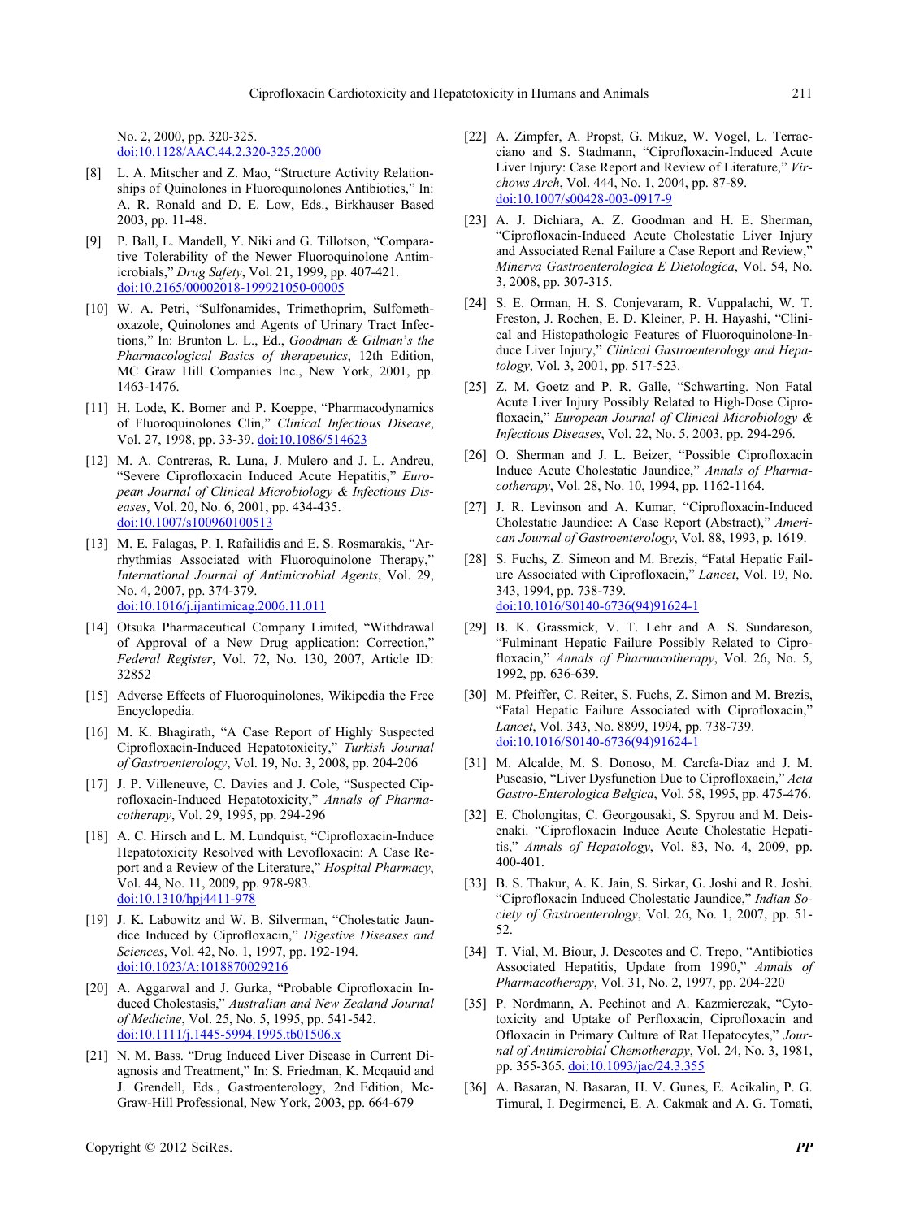No. 2, 2000, pp. 320-325. doi:10.1128/AAC.44.2.320-325.2000

[8] L. A. Mitscher and Z. Mao, "Structure Activity Relationships of Quinolones in Fluoroquinolones Antibiotics," In: A. R. Ronald and D. E. Low, Eds., Birkhauser Based 2003, pp. 11-48.

[9] P. Ball, L. Mandell, Y. Niki and G. Tillotson, "Comparative Tolerability of the Newer Fluoroquinolone Antimicrobials," *Drug Safety*, Vol. 21, 1999, pp. 407-421. doi:10.2165/00002018-199921050-00005

[10] W. A. Petri, "Sulfonamides, Trimethoprim, Sulfomethoxazole, Quinolones and Agents of Urinary Tract Infections," In: Brunton L. L., Ed., *Goodman & Gilman's the Pharmacological Basics of therapeutics*, 12th Edition, MC Graw Hill Companies Inc., New York, 2001, pp. 1463-1476.

[11] H. Lode, K. Bomer and P. Koeppe, "Pharmacodynamics of Fluoroquinolones Clin," *Clinical Infectious Disease*, Vol. 27, 1998, pp. 33-39. doi:10.1086/514623

[12] M. A. Contreras, R. Luna, J. Mulero and J. L. Andreu, "Severe Ciprofloxacin Induced Acute Hepatitis," *European Journal of Clinical Microbiology & Infectious Diseases*, Vol. 20, No. 6, 2001, pp. 434-435. doi:10.1007/s100960100513

[13] M. E. Falagas, P. I. Rafailidis and E. S. Rosmarakis, "Arrhythmias Associated with Fluoroquinolone Therapy," *International Journal of Antimicrobial Agents*, Vol. 29, No. 4, 2007, pp. 374-379. doi:10.1016/j.ijantimicag.2006.11.011

[14] Otsuka Pharmaceutical Company Limited, "Withdrawal of Approval of a New Drug application: Correction," *Federal Register*, Vol. 72, No. 130, 2007, Article ID: 32852

[15] Adverse Effects of Fluoroquinolones, Wikipedia the Free Encyclopedia.

[16] M. K. Bhagirath, "A Case Report of Highly Suspected Ciprofloxacin-Induced Hepatotoxicity," *Turkish Journal of Gastroenterology*, Vol. 19, No. 3, 2008, pp. 204-206

[17] J. P. Villeneuve, C. Davies and J. Cole, "Suspected Ciprofloxacin-Induced Hepatotoxicity," *Annals of Pharmacotherapy*, Vol. 29, 1995, pp. 294-296

[18] A. C. Hirsch and L. M. Lundquist, "Ciprofloxacin-Induce Hepatotoxicity Resolved with Levofloxacin: A Case Report and a Review of the Literature," *Hospital Pharmacy*, Vol. 44, No. 11, 2009, pp. 978-983. doi:10.1310/hpj4411-978

[19] J. K. Labowitz and W. B. Silverman, "Cholestatic Jaundice Induced by Ciprofloxacin," *Digestive Diseases and Sciences*, Vol. 42, No. 1, 1997, pp. 192-194. doi:10.1023/A:1018870029216

[20] A. Aggarwal and J. Gurka, "Probable Ciprofloxacin Induced Cholestasis," *Australian and New Zealand Journal of Medicine*, Vol. 25, No. 5, 1995, pp. 541-542. doi:10.1111/j.1445-5994.1995.tb01506.x

[21] N. M. Bass. "Drug Induced Liver Disease in Current Diagnosis and Treatment," In: S. Friedman, K. Mcqauid and J. Grendell, Eds., Gastroenterology, 2nd Edition, McGraw-Hill Professional, New York, 2003, pp. 664-679

[22] A. Zimpfer, A. Propst, G. Mikuz, W. Vogel, L. Terracciano and S. Stadmann, "Ciprofloxacin-Induced Acute Liver Injury: Case Report and Review of Literature," *Virchows Arch*, Vol. 444, No. 1, 2004, pp. 87-89. doi:10.1007/s00428-003-0917-9

[23] A. J. Dichiara, A. Z. Goodman and H. E. Sherman, "Ciprofloxacin-Induced Acute Cholestatic Liver Injury and Associated Renal Failure a Case Report and Review," *Minerva Gastroenterologica E Dietologica*, Vol. 54, No. 3, 2008, pp. 307-315.

[24] S. E. Orman, H. S. Conjevaram, R. Vuppalachi, W. T. Freston, J. Rochen, E. D. Kleiner, P. H. Hayashi, "Clinical and Histopathologic Features of Fluoroquinolone-Induce Liver Injury," *Clinical Gastroenterology and Hepatology*, Vol. 3, 2001, pp. 517-523.

[25] Z. M. Goetz and P. R. Galle, "Schwarting. Non Fatal Acute Liver Injury Possibly Related to High-Dose Ciprofloxacin," *European Journal of Clinical Microbiology & Infectious Diseases*, Vol. 22, No. 5, 2003, pp. 294-296.

[26] O. Sherman and J. L. Beizer, "Possible Ciprofloxacin Induce Acute Cholestatic Jaundice," *Annals of Pharmacotherapy*, Vol. 28, No. 10, 1994, pp. 1162-1164.

[27] J. R. Levinson and A. Kumar, "Ciprofloxacin-Induced Cholestatic Jaundice: A Case Report (Abstract)," *American Journal of Gastroenterology*, Vol. 88, 1993, p. 1619.

[28] S. Fuchs, Z. Simeon and M. Brezis, "Fatal Hepatic Failure Associated with Ciprofloxacin," *Lancet*, Vol. 19, No. 343, 1994, pp. 738-739. doi:10.1016/S0140-6736(94)91624-1

[29] B. K. Grassmick, V. T. Lehr and A. S. Sundareson, "Fulminant Hepatic Failure Possibly Related to Ciprofloxacin," *Annals of Pharmacotherapy*, Vol. 26, No. 5, 1992, pp. 636-639.

[30] M. Pfeiffer, C. Reiter, S. Fuchs, Z. Simon and M. Brezis, "Fatal Hepatic Failure Associated with Ciprofloxacin," *Lancet*, Vol. 343, No. 8899, 1994, pp. 738-739. doi:10.1016/S0140-6736(94)91624-1

[31] M. Alcalde, M. S. Donoso, M. Carcfa-Diaz and J. M. Puscasio, "Liver Dysfunction Due to Ciprofloxacin," *Acta Gastro-Enterologica Belgica*, Vol. 58, 1995, pp. 475-476.

[32] E. Cholongitas, C. Georgousaki, S. Spyrou and M. Deisenaki. "Ciprofloxacin Induce Acute Cholestatic Hepatitis," *Annals of Hepatology*, Vol. 83, No. 4, 2009, pp. 400-401.

[33] B. S. Thakur, A. K. Jain, S. Sirkar, G. Joshi and R. Joshi. "Ciprofloxacin Induced Cholestatic Jaundice," *Indian Society of Gastroenterology*, Vol. 26, No. 1, 2007, pp. 51-52.

[34] T. Vial, M. Biour, J. Descotes and C. Trepo, "Antibiotics Associated Hepatitis, Update from 1990," *Annals of Pharmacotherapy*, Vol. 31, No. 2, 1997, pp. 204-220

[35] P. Nordmann, A. Pechinot and A. Kazmierczak, "Cytotoxicity and Uptake of Perfloxacin, Ciprofloxacin and Ofloxacin in Primary Culture of Rat Hepatocytes," *Journal of Antimicrobial Chemotherapy*, Vol. 24, No. 3, 1981, pp. 355-365. doi:10.1093/jac/24.3.355

[36] A. Basaran, N. Basaran, H. V. Gunes, E. Acikalin, P. G. Timural, I. Degirmenci, E. A. Cakmak and A. G. Tomati,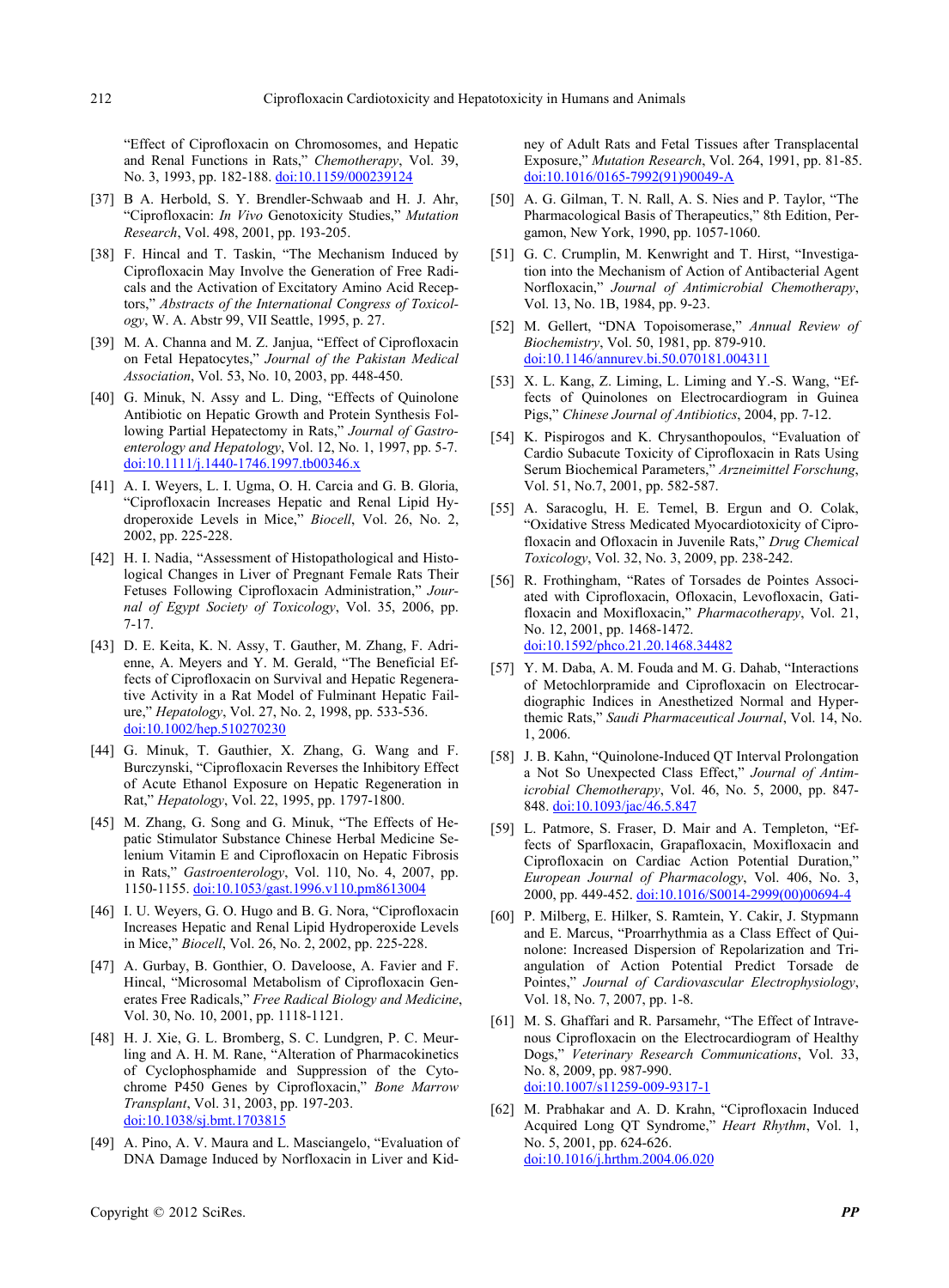"Effect of Ciprofloxacin on Chromosomes, and Hepatic and Renal Functions in Rats," *Chemotherapy*, Vol. 39, No. 3, 1993, pp. 182-188. doi:10.1159/000239124

[37] B A. Herbold, S. Y. Brendler-Schwaab and H. J. Ahr, "Ciprofloxacin: *In Vivo* Genotoxicity Studies," *Mutation Research*, Vol. 498, 2001, pp. 193-205.

[38] F. Hincal and T. Taskin, "The Mechanism Induced by Ciprofloxacin May Involve the Generation of Free Radicals and the Activation of Excitatory Amino Acid Receptors," *Abstracts of the International Congress of Toxicology*, W. A. Abstr 99, VII Seattle, 1995, p. 27.

[39] M. A. Channa and M. Z. Janjua, "Effect of Ciprofloxacin on Fetal Hepatocytes," *Journal of the Pakistan Medical Association*, Vol. 53, No. 10, 2003, pp. 448-450.

[40] G. Minuk, N. Assy and L. Ding, "Effects of Quinolone Antibiotic on Hepatic Growth and Protein Synthesis Following Partial Hepatectomy in Rats," *Journal of Gastroenterology and Hepatology*, Vol. 12, No. 1, 1997, pp. 5-7. doi:10.1111/j.1440-1746.1997.tb00346.x

[41] A. I. Weyers, L. I. Ugma, O. H. Carcia and G. B. Gloria, "Ciprofloxacin Increases Hepatic and Renal Lipid Hydroperoxide Levels in Mice," *Biocell*, Vol. 26, No. 2, 2002, pp. 225-228.

[42] H. I. Nadia, "Assessment of Histopathological and Histological Changes in Liver of Pregnant Female Rats Their Fetuses Following Ciprofloxacin Administration," *Journal of Egypt Society of Toxicology*, Vol. 35, 2006, pp. 7-17.

[43] D. E. Keita, K. N. Assy, T. Gauther, M. Zhang, F. Adrienne, A. Meyers and Y. M. Gerald, "The Beneficial Effects of Ciprofloxacin on Survival and Hepatic Regenerative Activity in a Rat Model of Fulminant Hepatic Failure," *Hepatology*, Vol. 27, No. 2, 1998, pp. 533-536. doi:10.1002/hep.510270230

[44] G. Minuk, T. Gauthier, X. Zhang, G. Wang and F. Burczynski, "Ciprofloxacin Reverses the Inhibitory Effect of Acute Ethanol Exposure on Hepatic Regeneration in Rat," *Hepatology*, Vol. 22, 1995, pp. 1797-1800.

[45] M. Zhang, G. Song and G. Minuk, "The Effects of Hepatic Stimulator Substance Chinese Herbal Medicine Selenium Vitamin E and Ciprofloxacin on Hepatic Fibrosis in Rats," *Gastroenterology*, Vol. 110, No. 4, 2007, pp. 1150-1155. doi:10.1053/gast.1996.v110.pm8613004

[46] I. U. Weyers, G. O. Hugo and B. G. Nora, "Ciprofloxacin Increases Hepatic and Renal Lipid Hydroperoxide Levels in Mice," *Biocell*, Vol. 26, No. 2, 2002, pp. 225-228.

[47] A. Gurbay, B. Gonthier, O. Daveloose, A. Favier and F. Hincal, "Microsomal Metabolism of Ciprofloxacin Generates Free Radicals," *Free Radical Biology and Medicine*, Vol. 30, No. 10, 2001, pp. 1118-1121.

[48] H. J. Xie, G. L. Bromberg, S. C. Lundgren, P. C. Meurling and A. H. M. Rane, "Alteration of Pharmacokinetics of Cyclophosphamide and Suppression of the Cytochrome P450 Genes by Ciprofloxacin," *Bone Marrow Transplant*, Vol. 31, 2003, pp. 197-203. doi:10.1038/sj.bmt.1703815

[49] A. Pino, A. V. Maura and L. Masciangelo, "Evaluation of DNA Damage Induced by Norfloxacin in Liver and Kidney of Adult Rats and Fetal Tissues after Transplacental Exposure," *Mutation Research*, Vol. 264, 1991, pp. 81-85. doi:10.1016/0165-7992(91)90049-A

[50] A. G. Gilman, T. N. Rall, A. S. Nies and P. Taylor, "The Pharmacological Basis of Therapeutics," 8th Edition, Pergamon, New York, 1990, pp. 1057-1060.

[51] G. C. Crumplin, M. Kenwright and T. Hirst, "Investigation into the Mechanism of Action of Antibacterial Agent Norfloxacin," *Journal of Antimicrobial Chemotherapy*, Vol. 13, No. 1B, 1984, pp. 9-23.

[52] M. Gellert, "DNA Topoisomerase," *Annual Review of Biochemistry*, Vol. 50, 1981, pp. 879-910. doi:10.1146/annurev.bi.50.070181.004311

[53] X. L. Kang, Z. Liming, L. Liming and Y.-S. Wang, "Effects of Quinolones on Electrocardiogram in Guinea Pigs," *Chinese Journal of Antibiotics*, 2004, pp. 7-12.

[54] K. Pispirogos and K. Chrysanthopoulos, "Evaluation of Cardio Subacute Toxicity of Ciprofloxacin in Rats Using Serum Biochemical Parameters," *Arzneimittel Forschung*, Vol. 51, No.7, 2001, pp. 582-587.

[55] A. Saracoglu, H. E. Temel, B. Ergun and O. Colak, "Oxidative Stress Medicated Myocardiotoxicity of Ciprofloxacin and Ofloxacin in Juvenile Rats," *Drug Chemical Toxicology*, Vol. 32, No. 3, 2009, pp. 238-242.

[56] R. Frothingham, "Rates of Torsades de Pointes Associated with Ciprofloxacin, Ofloxacin, Levofloxacin, Gatifloxacin and Moxifloxacin," *Pharmacotherapy*, Vol. 21, No. 12, 2001, pp. 1468-1472. doi:10.1592/phco.21.20.1468.34482

[57] Y. M. Daba, A. M. Fouda and M. G. Dahab, "Interactions of Metochlorpramide and Ciprofloxacin on Electrocardiographic Indices in Anesthetized Normal and Hyperthemic Rats," *Saudi Pharmaceutical Journal*, Vol. 14, No. 1, 2006.

[58] J. B. Kahn, "Quinolone-Induced QT Interval Prolongation a Not So Unexpected Class Effect," *Journal of Antimicrobial Chemotherapy*, Vol. 46, No. 5, 2000, pp. 847-848. doi:10.1093/jac/46.5.847

[59] L. Patmore, S. Fraser, D. Mair and A. Templeton, "Effects of Sparfloxacin, Grapafloxacin, Moxifloxacin and Ciprofloxacin on Cardiac Action Potential Duration," *European Journal of Pharmacology*, Vol. 406, No. 3, 2000, pp. 449-452. doi:10.1016/S0014-2999(00)00694-4

[60] P. Milberg, E. Hilker, S. Ramtein, Y. Cakir, J. Stypmann and E. Marcus, "Proarrhythmia as a Class Effect of Quinolone: Increased Dispersion of Repolarization and Triangulation of Action Potential Predict Torsade de Pointes," *Journal of Cardiovascular Electrophysiology*, Vol. 18, No. 7, 2007, pp. 1-8.

[61] M. S. Ghaffari and R. Parsamehr, "The Effect of Intravenous Ciprofloxacin on the Electrocardiogram of Healthy Dogs," *Veterinary Research Communications*, Vol. 33, No. 8, 2009, pp. 987-990. doi:10.1007/s11259-009-9317-1

[62] M. Prabhakar and A. D. Krahn, "Ciprofloxacin Induced Acquired Long QT Syndrome," *Heart Rhythm*, Vol. 1, No. 5, 2001, pp. 624-626. doi:10.1016/j.hrthm.2004.06.020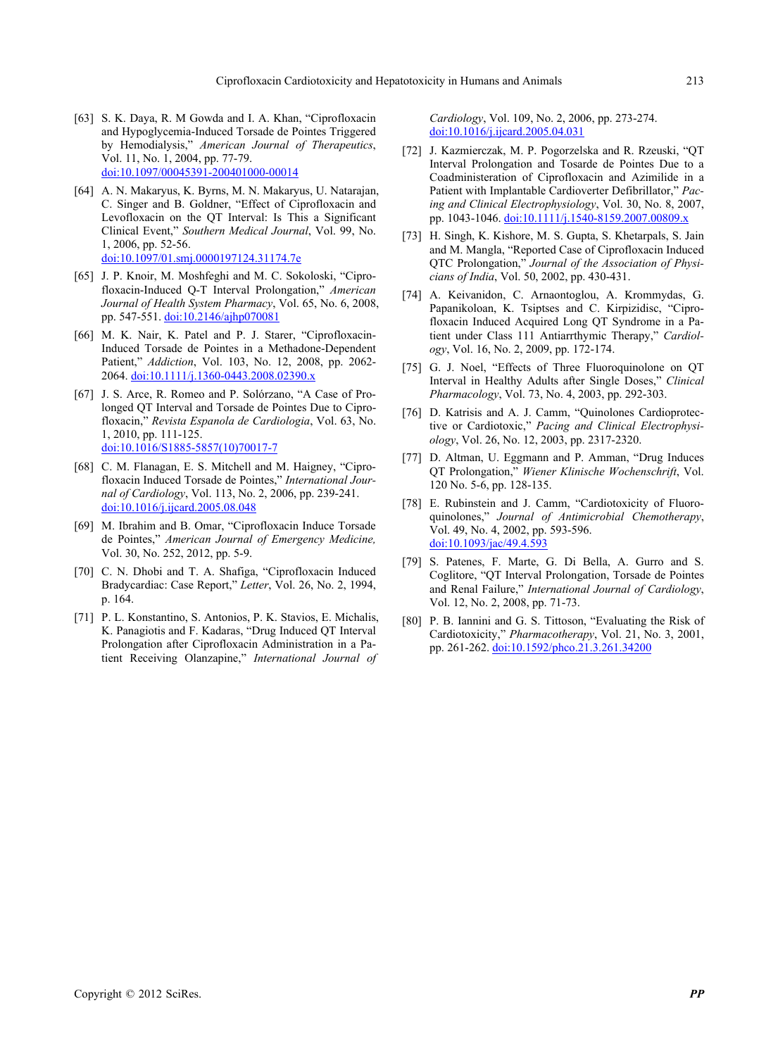[63] S. K. Daya, R. M Gowda and I. A. Khan, "Ciprofloxacin and Hypoglycemia-Induced Torsade de Pointes Triggered by Hemodialysis," *American Journal of Therapeutics*, Vol. 11, No. 1, 2004, pp. 77-79. doi:10.1097/00045391-200401000-00014

[64] A. N. Makaryus, K. Byrns, M. N. Makaryus, U. Natarajan, C. Singer and B. Goldner, "Effect of Ciprofloxacin and Levofloxacin on the QT Interval: Is This a Significant Clinical Event," *Southern Medical Journal*, Vol. 99, No. 1, 2006, pp. 52-56. doi:10.1097/01.smj.0000197124.31174.7e

[65] J. P. Knoir, M. Moshfeghi and M. C. Sokoloski, "Ciprofloxacin-Induced Q-T Interval Prolongation," *American Journal of Health System Pharmacy*, Vol. 65, No. 6, 2008, pp. 547-551. doi:10.2146/ajhp070081

[66] M. K. Nair, K. Patel and P. J. Starer, "Ciprofloxacin-Induced Torsade de Pointes in a Methadone-Dependent Patient," *Addiction*, Vol. 103, No. 12, 2008, pp. 2062-2064. doi:10.1111/j.1360-0443.2008.02390.x

[67] J. S. Arce, R. Romeo and P. Solórzano, "A Case of Prolonged QT Interval and Torsade de Pointes Due to Ciprofloxacin," *Revista Espanola de Cardiologia*, Vol. 63, No. 1, 2010, pp. 111-125. doi:10.1016/S1885-5857(10)70017-7

[68] C. M. Flanagan, E. S. Mitchell and M. Haigney, "Ciprofloxacin Induced Torsade de Pointes," *International Journal of Cardiology*, Vol. 113, No. 2, 2006, pp. 239-241. doi:10.1016/j.ijcard.2005.08.048

[69] M. Ibrahim and B. Omar, "Ciprofloxacin Induce Torsade de Pointes," *American Journal of Emergency Medicine,* Vol. 30, No. 252, 2012, pp. 5-9.

[70] C. N. Dhobi and T. A. Shafiga, "Ciprofloxacin Induced Bradycardiac: Case Report," *Letter*, Vol. 26, No. 2, 1994, p. 164.

[71] P. L. Konstantino, S. Antonios, P. K. Stavios, E. Michalis, K. Panagiotis and F. Kadaras, "Drug Induced QT Interval Prolongation after Ciprofloxacin Administration in a Patient Receiving Olanzapine," *International Journal of Cardiology*, Vol. 109, No. 2, 2006, pp. 273-274. doi:10.1016/j.ijcard.2005.04.031

[72] J. Kazmierczak, M. P. Pogorzelska and R. Rzeuski, "QT Interval Prolongation and Tosarde de Pointes Due to a Coadministeration of Ciprofloxacin and Azimilide in a Patient with Implantable Cardioverter Defibrillator," *Pacing and Clinical Electrophysiology*, Vol. 30, No. 8, 2007, pp. 1043-1046. doi:10.1111/j.1540-8159.2007.00809.x

[73] H. Singh, K. Kishore, M. S. Gupta, S. Khetarpals, S. Jain and M. Mangla, "Reported Case of Ciprofloxacin Induced QTC Prolongation," *Journal of the Association of Physicians of India*, Vol. 50, 2002, pp. 430-431.

[74] A. Keivanidon, C. Arnaontoglou, A. Krommydas, G. Papanikoloan, K. Tsiptses and C. Kirpizidisc, "Ciprofloxacin Induced Acquired Long QT Syndrome in a Patient under Class 111 Antiarrthymic Therapy," *Cardiology*, Vol. 16, No. 2, 2009, pp. 172-174.

[75] G. J. Noel, "Effects of Three Fluoroquinolone on QT Interval in Healthy Adults after Single Doses," *Clinical Pharmacology*, Vol. 73, No. 4, 2003, pp. 292-303.

[76] D. Katrisis and A. J. Camm, "Quinolones Cardioprotective or Cardiotoxic," *Pacing and Clinical Electrophysiology*, Vol. 26, No. 12, 2003, pp. 2317-2320.

[77] D. Altman, U. Eggmann and P. Amman, "Drug Induces QT Prolongation," *Wiener Klinische Wochenschrift*, Vol. 120 No. 5-6, pp. 128-135.

[78] E. Rubinstein and J. Camm, "Cardiotoxicity of Fluoroquinolones," *Journal of Antimicrobial Chemotherapy*, Vol. 49, No. 4, 2002, pp. 593-596. doi:10.1093/jac/49.4.593

[79] S. Patenes, F. Marte, G. Di Bella, A. Gurro and S. Coglitore, "QT Interval Prolongation, Torsade de Pointes and Renal Failure," *International Journal of Cardiology*, Vol. 12, No. 2, 2008, pp. 71-73.

[80] P. B. Iannini and G. S. Tittoson, "Evaluating the Risk of Cardiotoxicity," *Pharmacotherapy*, Vol. 21, No. 3, 2001, pp. 261-262. doi:10.1592/phco.21.3.261.34200